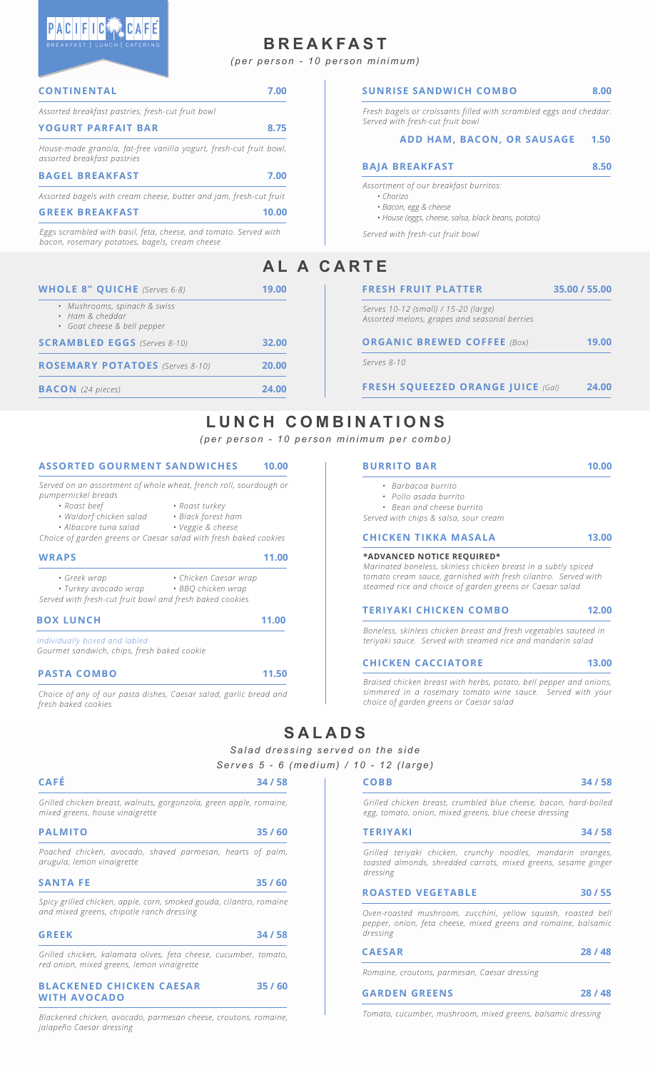PACIFIC CAFÉ
BREAKFAST | LUNCH | CATERING

# BREAKFAST

*(per person - 10 person minimum)*

### CONTINENTAL — 7.00

*Assorted breakfast pastries, fresh-cut fruit bowl*

### YOGURT PARFAIT BAR — 8.75

*House-made granola, fat-free vanilla yogurt, fresh-cut fruit bowl, assorted breakfast pastries*

### BAGEL BREAKFAST — 7.00

*Assorted bagels with cream cheese, butter and jam, fresh-cut fruit*

### GREEK BREAKFAST — 10.00

*Eggs scrambled with basil, feta, cheese, and tomato. Served with bacon, rosemary potatoes, bagels, cream cheese*

### SUNRISE SANDWICH COMBO — 8.00

*Fresh bagels or croissants filled with scrambled eggs and cheddar. Served with fresh-cut fruit bowl*

**ADD HAM, BACON, OR SAUSAGE — 1.50**

### BAJA BREAKFAST — 8.50

*Assortment of our breakfast burritos:*

- *Chorizo*
- *Bacon, egg & cheese*
- *House (eggs, cheese, salsa, black beans, potato)*

*Served with fresh-cut fruit bowl*

# AL A CARTE

### WHOLE 8" QUICHE *(Serves 6-8)* — 19.00

- *Mushrooms, spinach & swiss*
- *Ham & cheddar*
- *Goat cheese & bell pepper*

### SCRAMBLED EGGS *(Serves 8-10)* — 32.00

### ROSEMARY POTATOES *(Serves 8-10)* — 20.00

### BACON *(24 pieces)* — 24.00

### FRESH FRUIT PLATTER — 35.00 / 55.00

*Serves 10-12 (small) / 15-20 (large)*
*Assorted melons, grapes and seasonal berries*

### ORGANIC BREWED COFFEE *(Box)* — 19.00

*Serves 8-10*

### FRESH SQUEEZED ORANGE JUICE *(Gal)* — 24.00

# LUNCH COMBINATIONS

*(per person - 10 person minimum per combo)*

### ASSORTED GOURMENT SANDWICHES — 10.00

*Served on an assortment of whole wheat, french roll, sourdough or pumpernickel breads*

- *Roast beef*
- *Waldorf chicken salad*
- *Albacore tuna salad*
- *Roast turkey*
- *Black forest ham*
- *Veggie & cheese*

*Choice of garden greens or Caesar salad with fresh baked cookies*

### WRAPS — 11.00

- *Greek wrap*
- *Turkey avocado wrap*
- *Chicken Caesar wrap*
- *BBQ chicken wrap*

*Served with fresh-cut fruit bowl and fresh baked cookies*

### BOX LUNCH — 11.00

*Individually boxed and labled*
*Gourmet sandwich, chips, fresh baked cookie*

### PASTA COMBO — 11.50

*Choice of any of our pasta dishes, Caesar salad, garlic bread and fresh baked cookies*

### BURRITO BAR — 10.00

- *Barbacoa burrito*
- *Pollo asada burrito*
- *Bean and cheese burrito*

*Served with chips & salsa, sour cream*

### CHICKEN TIKKA MASALA — 13.00

**\*ADVANCED NOTICE REQUIRED\***

*Marinated boneless, skinless chicken breast in a subtly spiced tomato cream sauce, garnished with fresh cilantro. Served with steamed rice and choice of garden greens or Caesar salad*

### TERIYAKI CHICKEN COMBO — 12.00

*Boneless, skinless chicken breast and fresh vegetables sauteed in teriyaki sauce. Served with steamed rice and mandarin salad*

### CHICKEN CACCIATORE — 13.00

*Braised chicken breast with herbs, potato, bell pepper and onions, simmered in a rosemary tomato wine sauce. Served with your choice of garden greens or Caesar salad*

# SALADS

*Salad dressing served on the side*
*Serves 5 - 6 (medium) / 10 - 12 (large)*

### CAFÉ — 34 / 58

*Grilled chicken breast, walnuts, gorgonzola, green apple, romaine, mixed greens, house vinaigrette*

### PALMITO — 35 / 60

*Poached chicken, avocado, shaved parmesan, hearts of palm, arugula, lemon vinaigrette*

### SANTA FE — 35 / 60

*Spicy grilled chicken, apple, corn, smoked gouda, cilantro, romaine and mixed greens, chipotle ranch dressing*

### GREEK — 34 / 58

*Grilled chicken, kalamata olives, feta cheese, cucumber, tomato, red onion, mixed greens, lemon vinaigrette*

### BLACKENED CHICKEN CAESAR WITH AVOCADO — 35 / 60

*Blackened chicken, avocado, parmesan cheese, croutons, romaine, jalapeño Caesar dressing*

### COBB — 34 / 58

*Grilled chicken breast, crumbled blue cheese, bacon, hard-boiled egg, tomato, onion, mixed greens, blue cheese dressing*

### TERIYAKI — 34 / 58

*Grilled teriyaki chicken, crunchy noodles, mandarin oranges, toasted almonds, shredded carrots, mixed greens, sesame ginger dressing*

### ROASTED VEGETABLE — 30 / 55

*Oven-roasted mushroom, zucchini, yellow squash, roasted bell pepper, onion, feta cheese, mixed greens and romaine, balsamic dressing*

### CAESAR — 28 / 48

*Romaine, croutons, parmesan, Caesar dressing*

### GARDEN GREENS — 28 / 48

*Tomato, cucumber, mushroom, mixed greens, balsamic dressing*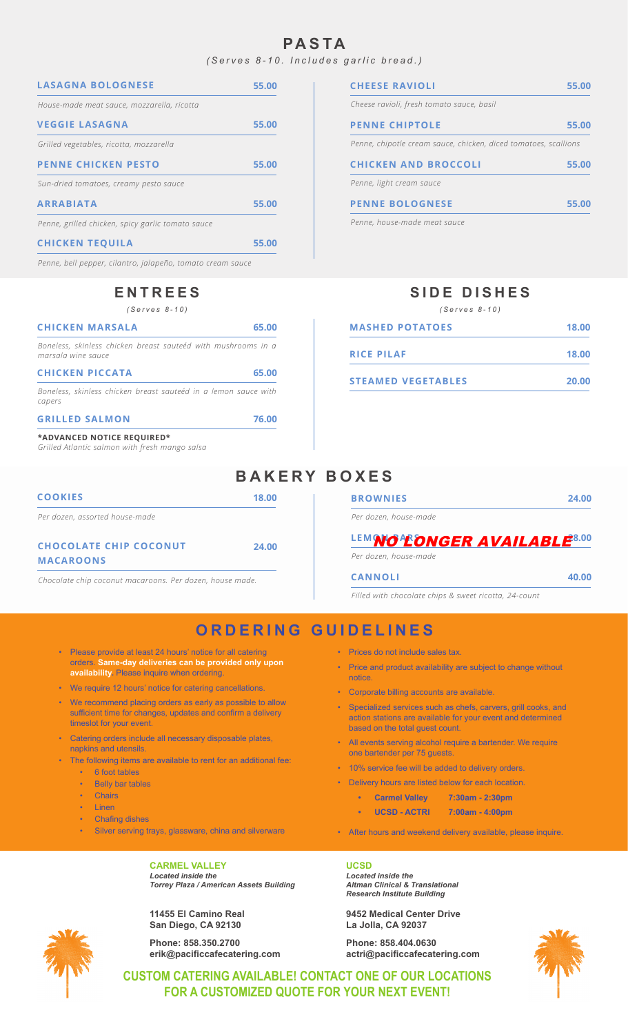# PASTA

*(Serves 8-10. Includes garlic bread.)*

**LASAGNA BOLOGNESE** 55.00

*House-made meat sauce, mozzarella, ricotta*

**VEGGIE LASAGNA** 55.00

*Grilled vegetables, ricotta, mozzarella*

**PENNE CHICKEN PESTO** 55.00

*Sun-dried tomatoes, creamy pesto sauce*

**ARRABIATA** 55.00

*Penne, grilled chicken, spicy garlic tomato sauce*

**CHICKEN TEQUILA** 55.00

*Penne, bell pepper, cilantro, jalapeño, tomato cream sauce*

**CHEESE RAVIOLI** 55.00

*Cheese ravioli, fresh tomato sauce, basil*

**PENNE CHIPTOLE** 55.00

*Penne, chipotle cream sauce, chicken, diced tomatoes, scallions*

**CHICKEN AND BROCCOLI** 55.00

*Penne, light cream sauce*

**PENNE BOLOGNESE** 55.00

*Penne, house-made meat sauce*

# ENTREES

*(Serves 8-10)*

**CHICKEN MARSALA** 65.00

*Boneless, skinless chicken breast sauteéd with mushrooms in a marsala wine sauce*

**CHICKEN PICCATA** 65.00

*Boneless, skinless chicken breast sauteéd in a lemon sauce with capers*

**GRILLED SALMON** 76.00

**\*ADVANCED NOTICE REQUIRED\***

*Grilled Atlantic salmon with fresh mango salsa*

# SIDE DISHES

*(Serves 8-10)*

**MASHED POTATOES** 18.00

**RICE PILAF** 18.00

**STEAMED VEGETABLES** 20.00

# BAKERY BOXES

**COOKIES** 18.00

*Per dozen, assorted house-made*

**CHOCOLATE CHIP COCONUT MACAROONS** 24.00

*Chocolate chip coconut macaroons. Per dozen, house made.*

**BROWNIES** 24.00

*Per dozen, house-made*

**LEMON BARS** 28.00 ***NO LONGER AVAILABLE***

*Per dozen, house-made*

**CANNOLI** 40.00

*Filled with chocolate chips & sweet ricotta, 24-count*

# ORDERING GUIDELINES

- Please provide at least 24 hours' notice for all catering orders. **Same-day deliveries can be provided only upon availability**. Please inquire when ordering.
- We require 12 hours' notice for catering cancellations.
- We recommend placing orders as early as possible to allow sufficient time for changes, updates and confirm a delivery timeslot for your event.
- Catering orders include all necessary disposable plates, napkins and utensils.
- The following items are available to rent for an additional fee:
  - 6 foot tables
  - Belly bar tables
  - Chairs
  - Linen
  - Chafing dishes
  - Silver serving trays, glassware, china and silverware
- Prices do not include sales tax.
- Price and product availability are subject to change without notice.
- Corporate billing accounts are available.
- Specialized services such as chefs, carvers, grill cooks, and action stations are available for your event and determined based on the total guest count.
- All events serving alcohol require a bartender. We require one bartender per 75 guests.
- 10% service fee will be added to delivery orders.
- Delivery hours are listed below for each location.
  - **Carmel Valley 7:30am - 2:30pm**
  - **UCSD - ACTRI 7:00am - 4:00pm**
- After hours and weekend delivery available, please inquire.

**CARMEL VALLEY**
***Located inside the Torrey Plaza / American Assets Building***

**11455 El Camino Real**
**San Diego, CA 92130**

**Phone: 858.350.2700**
**erik@pacificcafecatering.com**

**UCSD**
***Located inside the Altman Clinical & Translational Research Institute Building***

**9452 Medical Center Drive**
**La Jolla, CA 92037**

**Phone: 858.404.0630**
**actri@pacificcafecatering.com**

**CUSTOM CATERING AVAILABLE! CONTACT ONE OF OUR LOCATIONS FOR A CUSTOMIZED QUOTE FOR YOUR NEXT EVENT!**